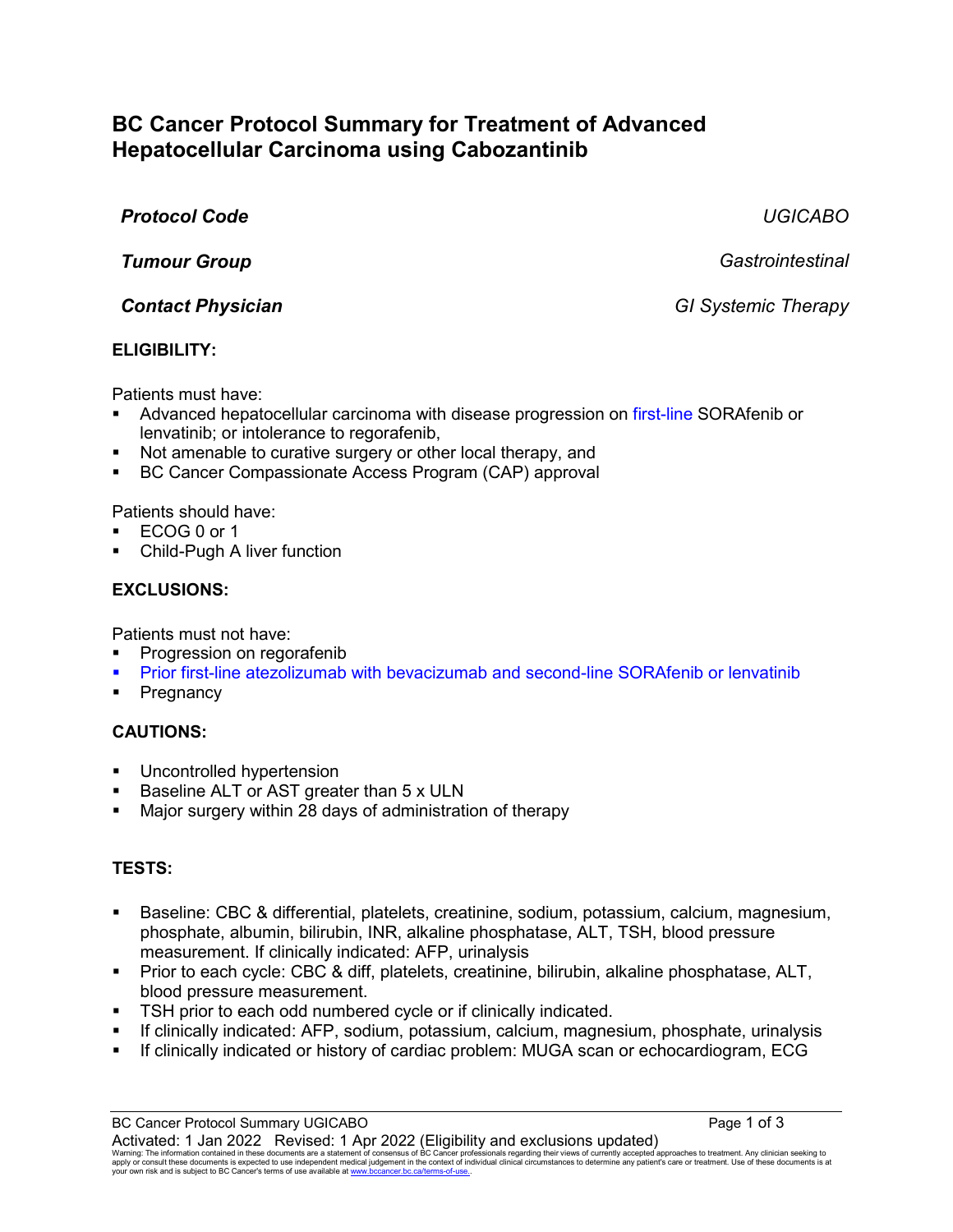# BC Cancer Protocol Summary for Treatment of Advanced Hepatocellular Carcinoma using Cabozantinib

| | |
|---|---|
| ***Protocol Code*** | *UGICABO* |
| ***Tumour Group*** | *Gastrointestinal* |
| ***Contact Physician*** | *GI Systemic Therapy* |

## ELIGIBILITY:

Patients must have:

- Advanced hepatocellular carcinoma with disease progression on first-line SORAfenib or lenvatinib; or intolerance to regorafenib,
- Not amenable to curative surgery or other local therapy, and
- BC Cancer Compassionate Access Program (CAP) approval

Patients should have:

- ECOG 0 or 1
- Child-Pugh A liver function

## EXCLUSIONS:

Patients must not have:

- Progression on regorafenib
- Prior first-line atezolizumab with bevacizumab and second-line SORAfenib or lenvatinib
- Pregnancy

## CAUTIONS:

- Uncontrolled hypertension
- Baseline ALT or AST greater than 5 x ULN
- Major surgery within 28 days of administration of therapy

## TESTS:

- Baseline: CBC & differential, platelets, creatinine, sodium, potassium, calcium, magnesium, phosphate, albumin, bilirubin, INR, alkaline phosphatase, ALT, TSH, blood pressure measurement. If clinically indicated: AFP, urinalysis
- Prior to each cycle: CBC & diff, platelets, creatinine, bilirubin, alkaline phosphatase, ALT, blood pressure measurement.
- TSH prior to each odd numbered cycle or if clinically indicated.
- If clinically indicated: AFP, sodium, potassium, calcium, magnesium, phosphate, urinalysis
- If clinically indicated or history of cardiac problem: MUGA scan or echocardiogram, ECG

Activated: 1 Jan 2022 Revised: 1 Apr 2022 (Eligibility and exclusions updated)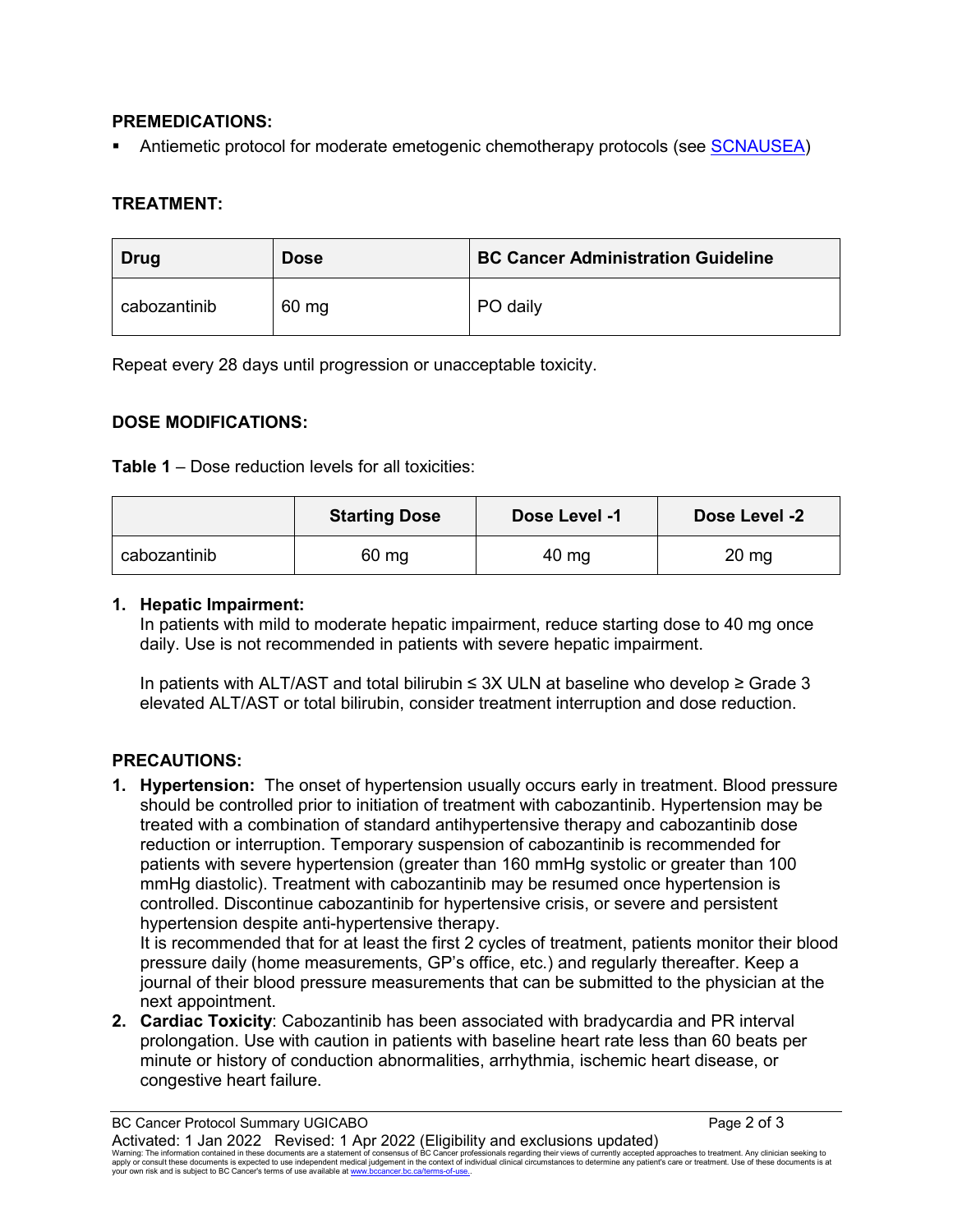**PREMEDICATIONS:**

- Antiemetic protocol for moderate emetogenic chemotherapy protocols (see SCNAUSEA)

**TREATMENT:**

| Drug | Dose | BC Cancer Administration Guideline |
|---|---|---|
| cabozantinib | 60 mg | PO daily |

Repeat every 28 days until progression or unacceptable toxicity.

**DOSE MODIFICATIONS:**

**Table 1** – Dose reduction levels for all toxicities:

| | Starting Dose | Dose Level -1 | Dose Level -2 |
|---|---|---|---|
| cabozantinib | 60 mg | 40 mg | 20 mg |

1. **Hepatic Impairment:**
   In patients with mild to moderate hepatic impairment, reduce starting dose to 40 mg once daily. Use is not recommended in patients with severe hepatic impairment.

   In patients with ALT/AST and total bilirubin ≤ 3X ULN at baseline who develop ≥ Grade 3 elevated ALT/AST or total bilirubin, consider treatment interruption and dose reduction.

**PRECAUTIONS:**

1. **Hypertension:** The onset of hypertension usually occurs early in treatment. Blood pressure should be controlled prior to initiation of treatment with cabozantinib. Hypertension may be treated with a combination of standard antihypertensive therapy and cabozantinib dose reduction or interruption. Temporary suspension of cabozantinib is recommended for patients with severe hypertension (greater than 160 mmHg systolic or greater than 100 mmHg diastolic). Treatment with cabozantinib may be resumed once hypertension is controlled. Discontinue cabozantinib for hypertensive crisis, or severe and persistent hypertension despite anti-hypertensive therapy.
   It is recommended that for at least the first 2 cycles of treatment, patients monitor their blood pressure daily (home measurements, GP's office, etc.) and regularly thereafter. Keep a journal of their blood pressure measurements that can be submitted to the physician at the next appointment.
2. **Cardiac Toxicity**: Cabozantinib has been associated with bradycardia and PR interval prolongation. Use with caution in patients with baseline heart rate less than 60 beats per minute or history of conduction abnormalities, arrhythmia, ischemic heart disease, or congestive heart failure.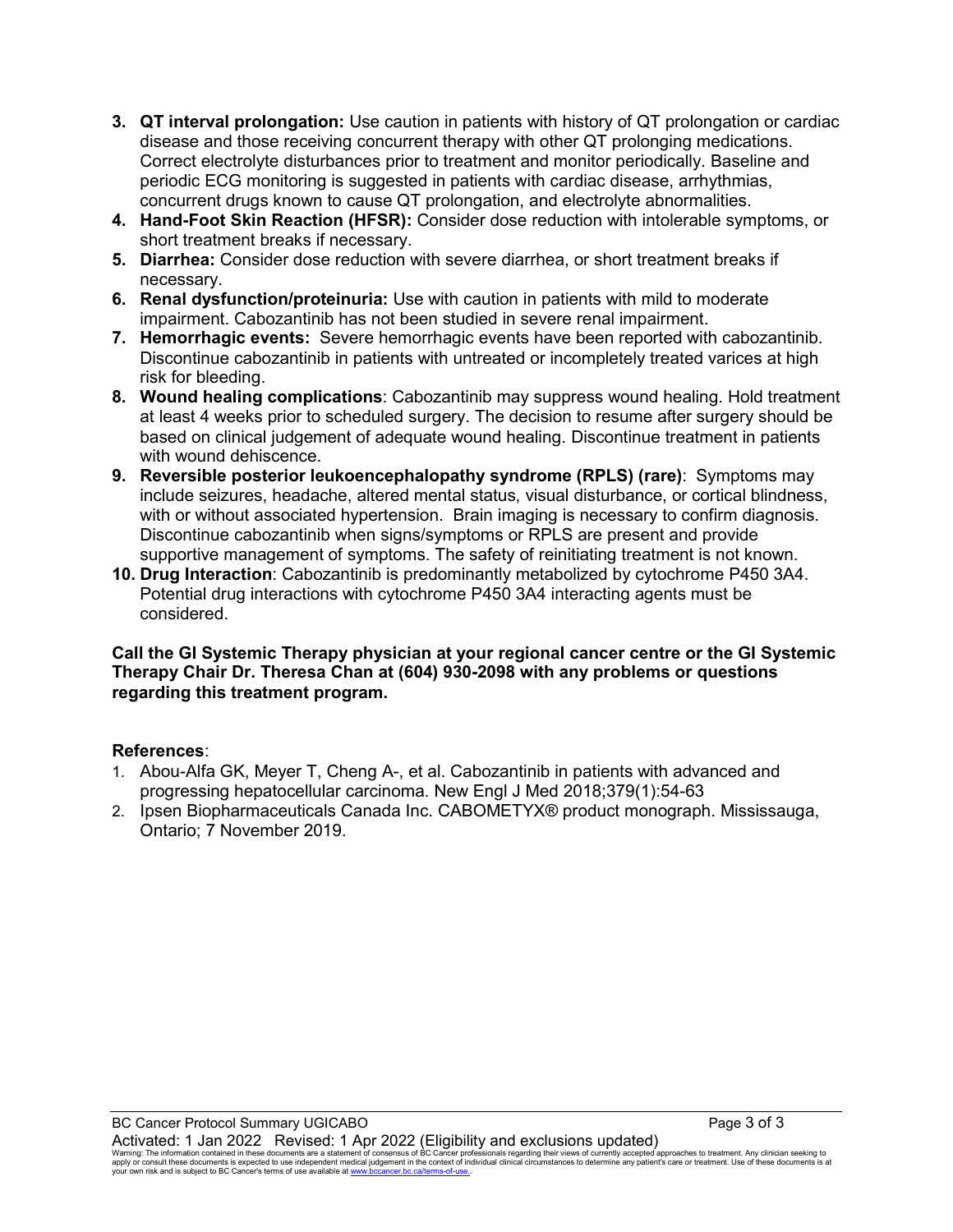3. **QT interval prolongation:** Use caution in patients with history of QT prolongation or cardiac disease and those receiving concurrent therapy with other QT prolonging medications. Correct electrolyte disturbances prior to treatment and monitor periodically. Baseline and periodic ECG monitoring is suggested in patients with cardiac disease, arrhythmias, concurrent drugs known to cause QT prolongation, and electrolyte abnormalities.
4. **Hand-Foot Skin Reaction (HFSR):** Consider dose reduction with intolerable symptoms, or short treatment breaks if necessary.
5. **Diarrhea:** Consider dose reduction with severe diarrhea, or short treatment breaks if necessary.
6. **Renal dysfunction/proteinuria:** Use with caution in patients with mild to moderate impairment. Cabozantinib has not been studied in severe renal impairment.
7. **Hemorrhagic events:** Severe hemorrhagic events have been reported with cabozantinib. Discontinue cabozantinib in patients with untreated or incompletely treated varices at high risk for bleeding.
8. **Wound healing complications**: Cabozantinib may suppress wound healing. Hold treatment at least 4 weeks prior to scheduled surgery. The decision to resume after surgery should be based on clinical judgement of adequate wound healing. Discontinue treatment in patients with wound dehiscence.
9. **Reversible posterior leukoencephalopathy syndrome (RPLS) (rare)**: Symptoms may include seizures, headache, altered mental status, visual disturbance, or cortical blindness, with or without associated hypertension. Brain imaging is necessary to confirm diagnosis. Discontinue cabozantinib when signs/symptoms or RPLS are present and provide supportive management of symptoms. The safety of reinitiating treatment is not known.
10. **Drug Interaction**: Cabozantinib is predominantly metabolized by cytochrome P450 3A4. Potential drug interactions with cytochrome P450 3A4 interacting agents must be considered.

**Call the GI Systemic Therapy physician at your regional cancer centre or the GI Systemic Therapy Chair Dr. Theresa Chan at (604) 930-2098 with any problems or questions regarding this treatment program.**

**References**:

1. Abou-Alfa GK, Meyer T, Cheng A-, et al. Cabozantinib in patients with advanced and progressing hepatocellular carcinoma. New Engl J Med 2018;379(1):54-63
2. Ipsen Biopharmaceuticals Canada Inc. CABOMETYX® product monograph. Mississauga, Ontario; 7 November 2019.